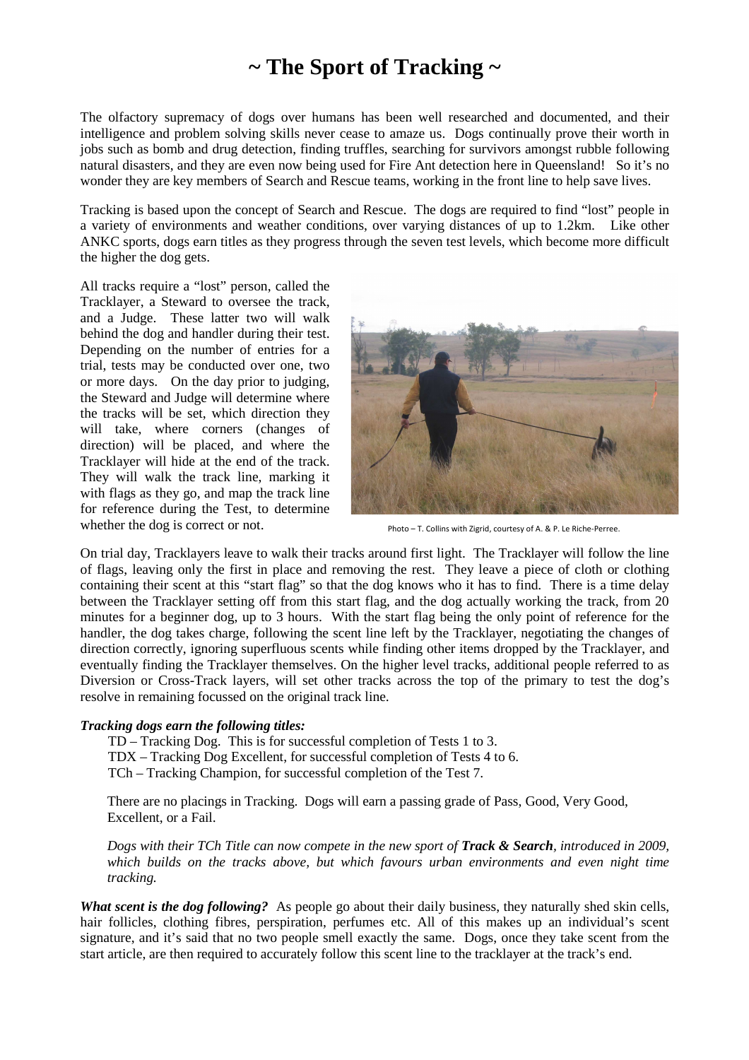# ~ The Sport of Tracking ~

The olfactory supremacy of dogs over humans has been well researched and documented, and their intelligence and problem solving skills never cease to amaze us. Dogs continually prove their worth in jobs such as bomb and drug detection, finding truffles, searching for survivors amongst rubble following natural disasters, and they are even now being used for Fire Ant detection here in Queensland! So it's no wonder they are key members of Search and Rescue teams, working in the front line to help save lives.

Tracking is based upon the concept of Search and Rescue. The dogs are required to find "lost" people in a variety of environments and weather conditions, over varying distances of up to 1.2km. Like other ANKC sports, dogs earn titles as they progress through the seven test levels, which become more difficult the higher the dog gets.

All tracks require a "lost" person, called the Tracklayer, a Steward to oversee the track, and a Judge. These latter two will walk behind the dog and handler during their test. Depending on the number of entries for a trial, tests may be conducted over one, two or more days. On the day prior to judging, the Steward and Judge will determine where the tracks will be set, which direction they will take, where corners (changes of direction) will be placed, and where the Tracklayer will hide at the end of the track. They will walk the track line, marking it with flags as they go, and map the track line for reference during the Test, to determine whether the dog is correct or not.

Photo – T. Collins with Zigrid, courtesy of A. & P. Le Riche-Perree.

On trial day, Tracklayers leave to walk their tracks around first light. The Tracklayer will follow the line of flags, leaving only the first in place and removing the rest. They leave a piece of cloth or clothing containing their scent at this "start flag" so that the dog knows who it has to find. There is a time delay between the Tracklayer setting off from this start flag, and the dog actually working the track, from 20 minutes for a beginner dog, up to 3 hours. With the start flag being the only point of reference for the handler, the dog takes charge, following the scent line left by the Tracklayer, negotiating the changes of direction correctly, ignoring superfluous scents while finding other items dropped by the Tracklayer, and eventually finding the Tracklayer themselves. On the higher level tracks, additional people referred to as Diversion or Cross-Track layers, will set other tracks across the top of the primary to test the dog's resolve in remaining focussed on the original track line.

***Tracking dogs earn the following titles:***

TD – Tracking Dog. This is for successful completion of Tests 1 to 3.
TDX – Tracking Dog Excellent, for successful completion of Tests 4 to 6.
TCh – Tracking Champion, for successful completion of the Test 7.

There are no placings in Tracking. Dogs will earn a passing grade of Pass, Good, Very Good, Excellent, or a Fail.

*Dogs with their TCh Title can now compete in the new sport of **Track & Search**, introduced in 2009, which builds on the tracks above, but which favours urban environments and even night time tracking.*

***What scent is the dog following?*** As people go about their daily business, they naturally shed skin cells, hair follicles, clothing fibres, perspiration, perfumes etc. All of this makes up an individual's scent signature, and it's said that no two people smell exactly the same. Dogs, once they take scent from the start article, are then required to accurately follow this scent line to the tracklayer at the track's end.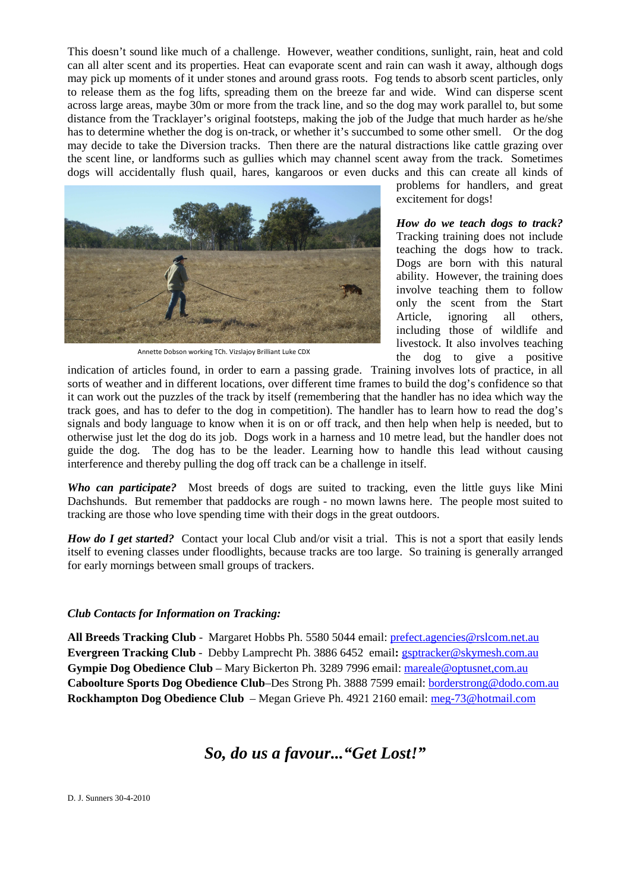This doesn't sound like much of a challenge. However, weather conditions, sunlight, rain, heat and cold can all alter scent and its properties. Heat can evaporate scent and rain can wash it away, although dogs may pick up moments of it under stones and around grass roots. Fog tends to absorb scent particles, only to release them as the fog lifts, spreading them on the breeze far and wide. Wind can disperse scent across large areas, maybe 30m or more from the track line, and so the dog may work parallel to, but some distance from the Tracklayer's original footsteps, making the job of the Judge that much harder as he/she has to determine whether the dog is on-track, or whether it's succumbed to some other smell. Or the dog may decide to take the Diversion tracks. Then there are the natural distractions like cattle grazing over the scent line, or landforms such as gullies which may channel scent away from the track. Sometimes dogs will accidentally flush quail, hares, kangaroos or even ducks and this can create all kinds of problems for handlers, and great excitement for dogs!

Annette Dobson working TCh. Vizslajoy Brilliant Luke CDX

***How do we teach dogs to track?*** Tracking training does not include teaching the dogs how to track. Dogs are born with this natural ability. However, the training does involve teaching them to follow only the scent from the Start Article, ignoring all others, including those of wildlife and livestock. It also involves teaching the dog to give a positive indication of articles found, in order to earn a passing grade. Training involves lots of practice, in all sorts of weather and in different locations, over different time frames to build the dog's confidence so that it can work out the puzzles of the track by itself (remembering that the handler has no idea which way the track goes, and has to defer to the dog in competition). The handler has to learn how to read the dog's signals and body language to know when it is on or off track, and then help when help is needed, but to otherwise just let the dog do its job. Dogs work in a harness and 10 metre lead, but the handler does not guide the dog. The dog has to be the leader. Learning how to handle this lead without causing interference and thereby pulling the dog off track can be a challenge in itself.

***Who can participate?*** Most breeds of dogs are suited to tracking, even the little guys like Mini Dachshunds. But remember that paddocks are rough - no mown lawns here. The people most suited to tracking are those who love spending time with their dogs in the great outdoors.

***How do I get started?*** Contact your local Club and/or visit a trial. This is not a sport that easily lends itself to evening classes under floodlights, because tracks are too large. So training is generally arranged for early mornings between small groups of trackers.

***Club Contacts for Information on Tracking:***

**All Breeds Tracking Club** - Margaret Hobbs Ph. 5580 5044 email: prefect.agencies@rslcom.net.au
**Evergreen Tracking Club** - Debby Lamprecht Ph. 3886 6452 email**:** gsptracker@skymesh.com.au
**Gympie Dog Obedience Club** – Mary Bickerton Ph. 3289 7996 email: mareale@optusnet,com.au
**Caboolture Sports Dog Obedience Club**–Des Strong Ph. 3888 7599 email: borderstrong@dodo.com.au
**Rockhampton Dog Obedience Club** – Megan Grieve Ph. 4921 2160 email: meg-73@hotmail.com

## ***So, do us a favour..."Get Lost!"***

D. J. Sunners 30-4-2010